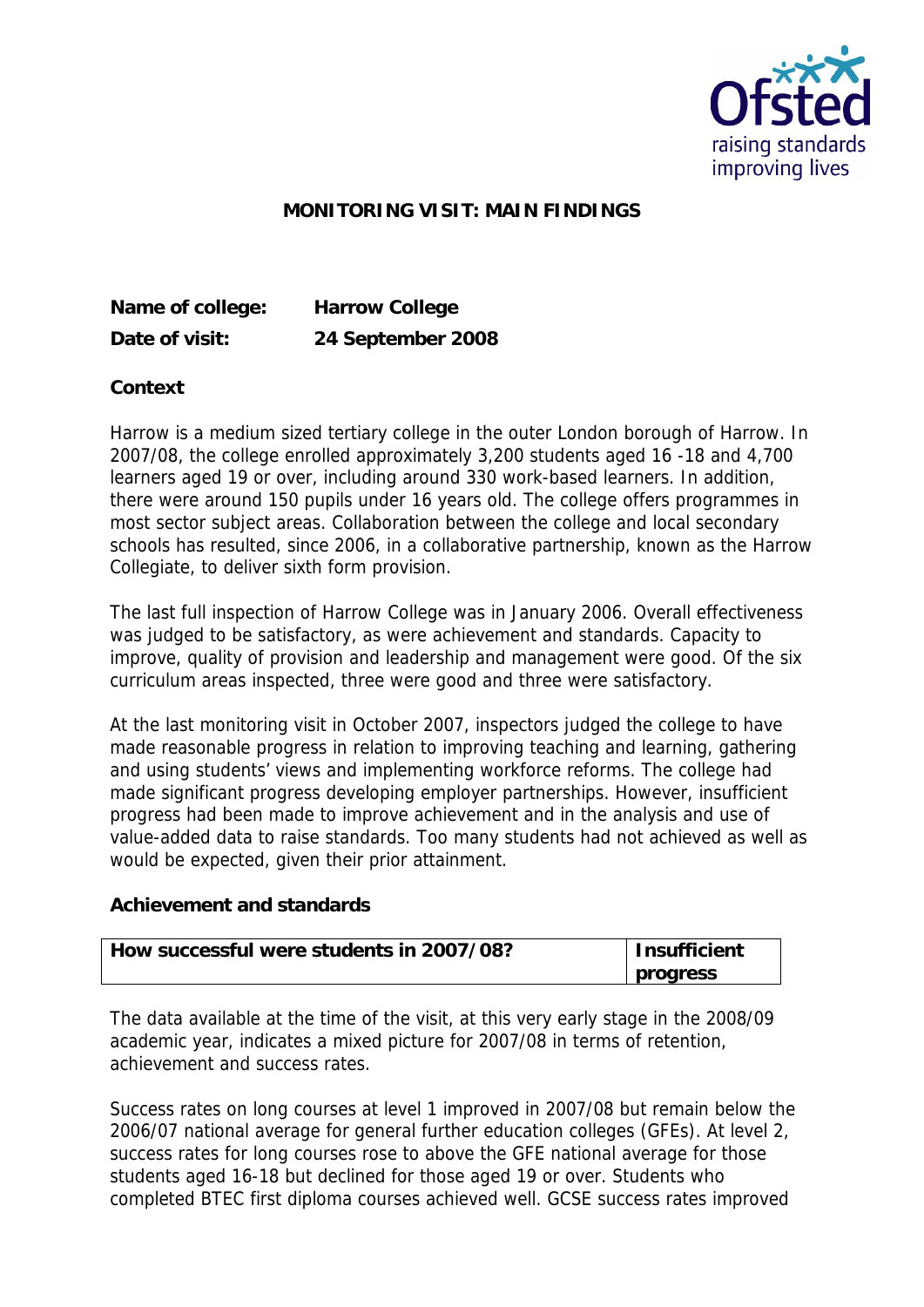## MONITORING VISIT: MAIN FINDINGS

**Name of college:** Harrow College
**Date of visit:** 24 September 2008

### Context

Harrow is a medium sized tertiary college in the outer London borough of Harrow. In 2007/08, the college enrolled approximately 3,200 students aged 16 -18 and 4,700 learners aged 19 or over, including around 330 work-based learners. In addition, there were around 150 pupils under 16 years old. The college offers programmes in most sector subject areas. Collaboration between the college and local secondary schools has resulted, since 2006, in a collaborative partnership, known as the Harrow Collegiate, to deliver sixth form provision.

The last full inspection of Harrow College was in January 2006. Overall effectiveness was judged to be satisfactory, as were achievement and standards. Capacity to improve, quality of provision and leadership and management were good. Of the six curriculum areas inspected, three were good and three were satisfactory.

At the last monitoring visit in October 2007, inspectors judged the college to have made reasonable progress in relation to improving teaching and learning, gathering and using students' views and implementing workforce reforms. The college had made significant progress developing employer partnerships. However, insufficient progress had been made to improve achievement and in the analysis and use of value-added data to raise standards. Too many students had not achieved as well as would be expected, given their prior attainment.

### Achievement and standards

| How successful were students in 2007/08? | Insufficient progress |
|---|---|

The data available at the time of the visit, at this very early stage in the 2008/09 academic year, indicates a mixed picture for 2007/08 in terms of retention, achievement and success rates.

Success rates on long courses at level 1 improved in 2007/08 but remain below the 2006/07 national average for general further education colleges (GFEs). At level 2, success rates for long courses rose to above the GFE national average for those students aged 16-18 but declined for those aged 19 or over. Students who completed BTEC first diploma courses achieved well. GCSE success rates improved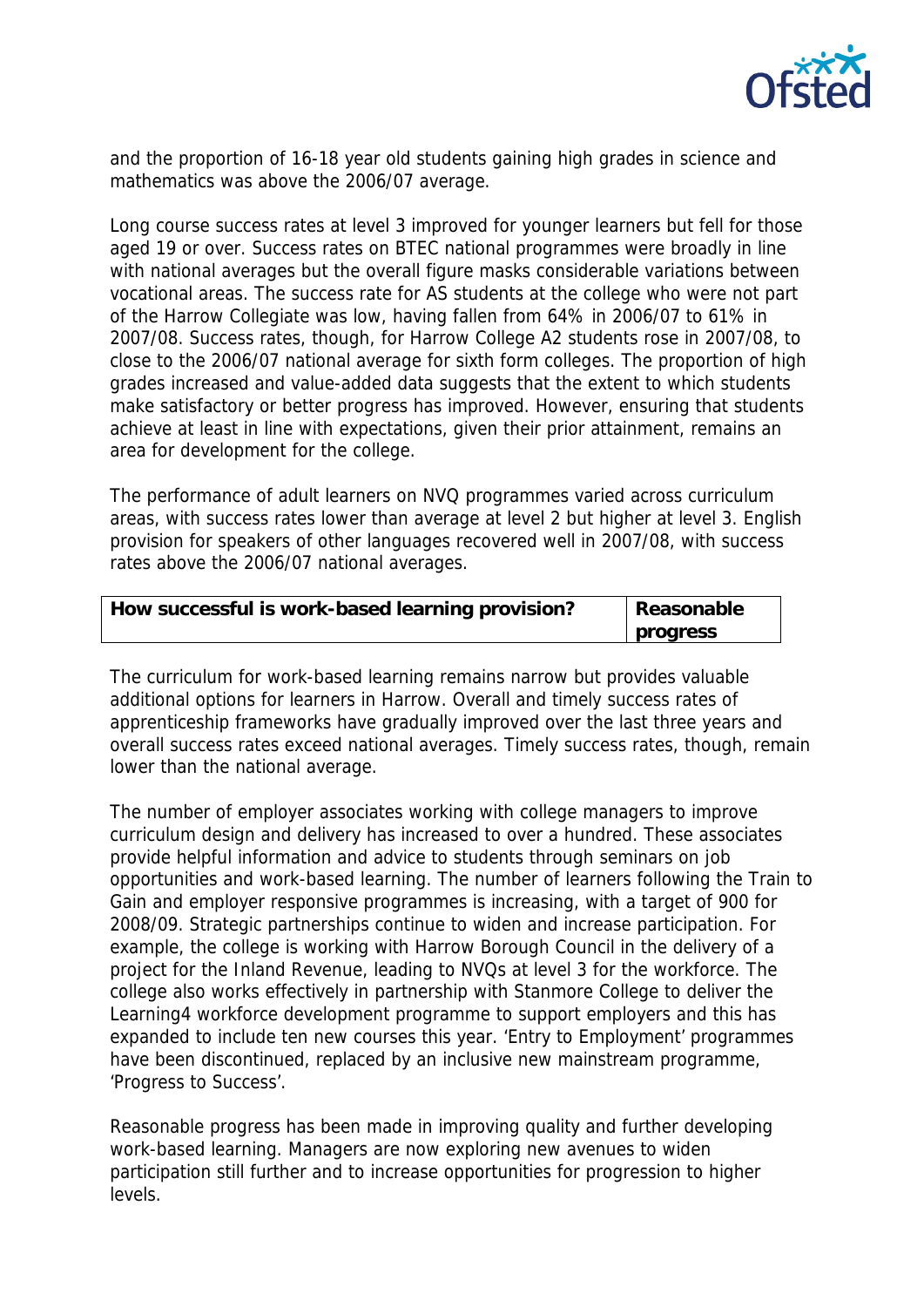and the proportion of 16-18 year old students gaining high grades in science and mathematics was above the 2006/07 average.

Long course success rates at level 3 improved for younger learners but fell for those aged 19 or over. Success rates on BTEC national programmes were broadly in line with national averages but the overall figure masks considerable variations between vocational areas. The success rate for AS students at the college who were not part of the Harrow Collegiate was low, having fallen from 64% in 2006/07 to 61% in 2007/08. Success rates, though, for Harrow College A2 students rose in 2007/08, to close to the 2006/07 national average for sixth form colleges. The proportion of high grades increased and value-added data suggests that the extent to which students make satisfactory or better progress has improved. However, ensuring that students achieve at least in line with expectations, given their prior attainment, remains an area for development for the college.

The performance of adult learners on NVQ programmes varied across curriculum areas, with success rates lower than average at level 2 but higher at level 3. English provision for speakers of other languages recovered well in 2007/08, with success rates above the 2006/07 national averages.

| **How successful is work-based learning provision?** | **Reasonable progress** |
|---|---|

The curriculum for work-based learning remains narrow but provides valuable additional options for learners in Harrow. Overall and timely success rates of apprenticeship frameworks have gradually improved over the last three years and overall success rates exceed national averages. Timely success rates, though, remain lower than the national average.

The number of employer associates working with college managers to improve curriculum design and delivery has increased to over a hundred. These associates provide helpful information and advice to students through seminars on job opportunities and work-based learning. The number of learners following the Train to Gain and employer responsive programmes is increasing, with a target of 900 for 2008/09. Strategic partnerships continue to widen and increase participation. For example, the college is working with Harrow Borough Council in the delivery of a project for the Inland Revenue, leading to NVQs at level 3 for the workforce. The college also works effectively in partnership with Stanmore College to deliver the Learning4 workforce development programme to support employers and this has expanded to include ten new courses this year. 'Entry to Employment' programmes have been discontinued, replaced by an inclusive new mainstream programme, 'Progress to Success'.

Reasonable progress has been made in improving quality and further developing work-based learning. Managers are now exploring new avenues to widen participation still further and to increase opportunities for progression to higher levels.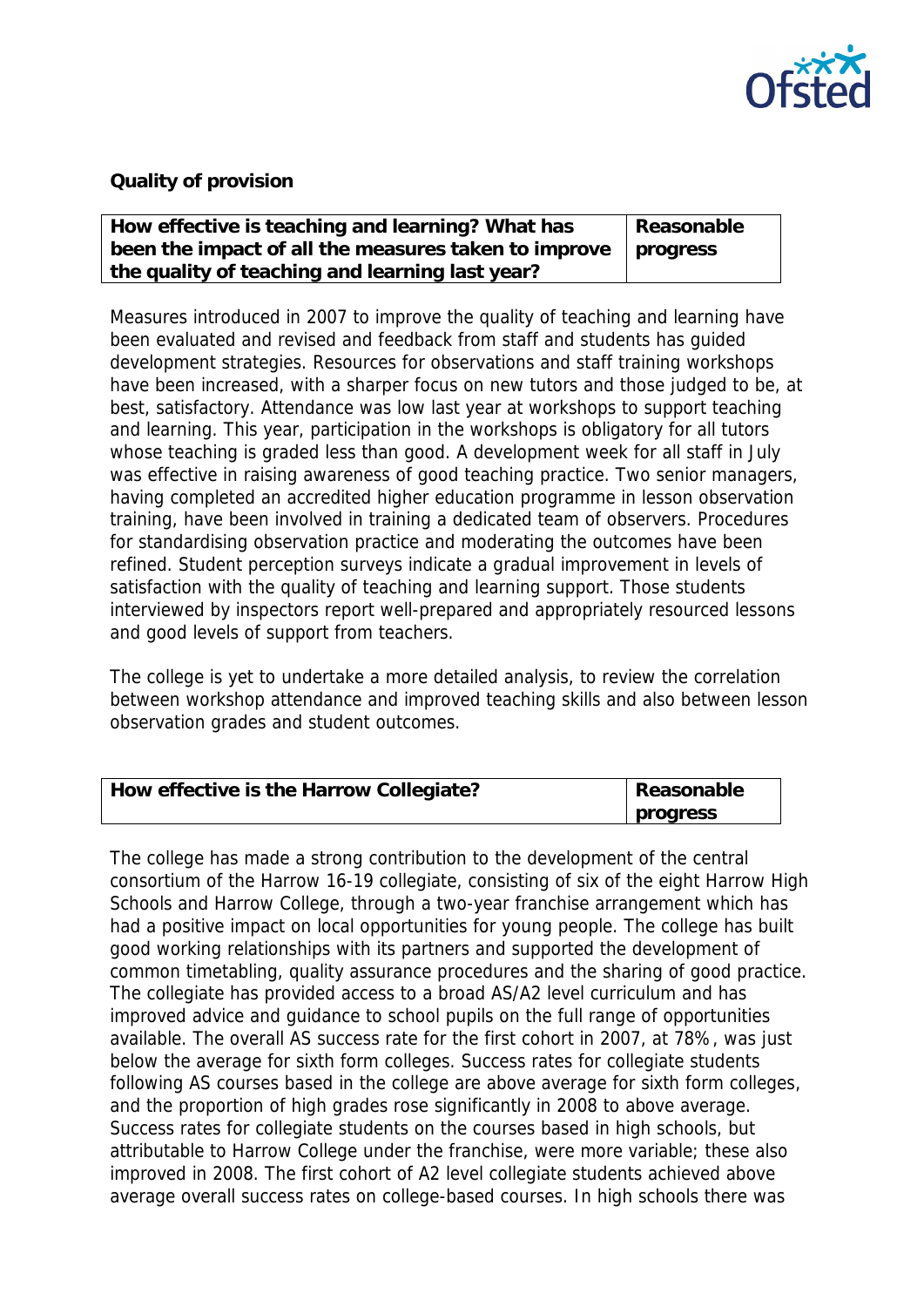**Quality of provision**

| How effective is teaching and learning? What has been the impact of all the measures taken to improve the quality of teaching and learning last year? | Reasonable progress |
|---|---|

Measures introduced in 2007 to improve the quality of teaching and learning have been evaluated and revised and feedback from staff and students has guided development strategies. Resources for observations and staff training workshops have been increased, with a sharper focus on new tutors and those judged to be, at best, satisfactory. Attendance was low last year at workshops to support teaching and learning. This year, participation in the workshops is obligatory for all tutors whose teaching is graded less than good. A development week for all staff in July was effective in raising awareness of good teaching practice. Two senior managers, having completed an accredited higher education programme in lesson observation training, have been involved in training a dedicated team of observers. Procedures for standardising observation practice and moderating the outcomes have been refined. Student perception surveys indicate a gradual improvement in levels of satisfaction with the quality of teaching and learning support. Those students interviewed by inspectors report well-prepared and appropriately resourced lessons and good levels of support from teachers.

The college is yet to undertake a more detailed analysis, to review the correlation between workshop attendance and improved teaching skills and also between lesson observation grades and student outcomes.

| How effective is the Harrow Collegiate? | Reasonable progress |
|---|---|

The college has made a strong contribution to the development of the central consortium of the Harrow 16-19 collegiate, consisting of six of the eight Harrow High Schools and Harrow College, through a two-year franchise arrangement which has had a positive impact on local opportunities for young people. The college has built good working relationships with its partners and supported the development of common timetabling, quality assurance procedures and the sharing of good practice. The collegiate has provided access to a broad AS/A2 level curriculum and has improved advice and guidance to school pupils on the full range of opportunities available. The overall AS success rate for the first cohort in 2007, at 78%, was just below the average for sixth form colleges. Success rates for collegiate students following AS courses based in the college are above average for sixth form colleges, and the proportion of high grades rose significantly in 2008 to above average. Success rates for collegiate students on the courses based in high schools, but attributable to Harrow College under the franchise, were more variable; these also improved in 2008. The first cohort of A2 level collegiate students achieved above average overall success rates on college-based courses. In high schools there was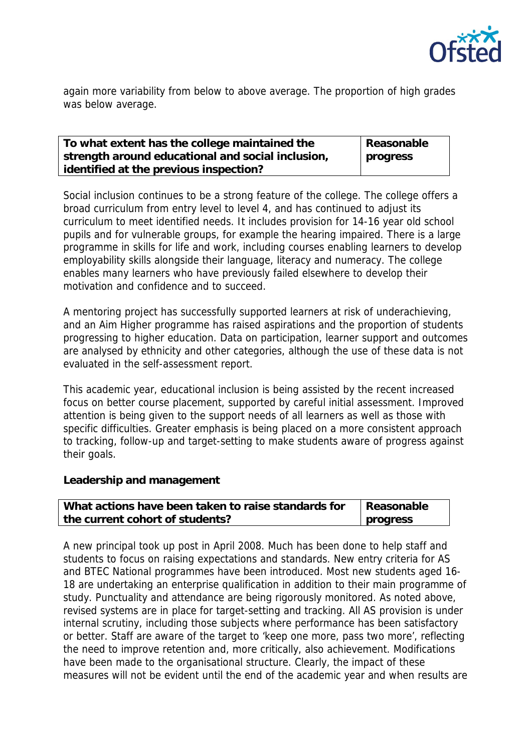again more variability from below to above average. The proportion of high grades was below average.

| To what extent has the college maintained the strength around educational and social inclusion, identified at the previous inspection? | Reasonable progress |
|---|---|

Social inclusion continues to be a strong feature of the college. The college offers a broad curriculum from entry level to level 4, and has continued to adjust its curriculum to meet identified needs. It includes provision for 14-16 year old school pupils and for vulnerable groups, for example the hearing impaired. There is a large programme in skills for life and work, including courses enabling learners to develop employability skills alongside their language, literacy and numeracy. The college enables many learners who have previously failed elsewhere to develop their motivation and confidence and to succeed.

A mentoring project has successfully supported learners at risk of underachieving, and an Aim Higher programme has raised aspirations and the proportion of students progressing to higher education. Data on participation, learner support and outcomes are analysed by ethnicity and other categories, although the use of these data is not evaluated in the self-assessment report.

This academic year, educational inclusion is being assisted by the recent increased focus on better course placement, supported by careful initial assessment. Improved attention is being given to the support needs of all learners as well as those with specific difficulties. Greater emphasis is being placed on a more consistent approach to tracking, follow-up and target-setting to make students aware of progress against their goals.

**Leadership and management**

| What actions have been taken to raise standards for the current cohort of students? | Reasonable progress |
|---|---|

A new principal took up post in April 2008. Much has been done to help staff and students to focus on raising expectations and standards. New entry criteria for AS and BTEC National programmes have been introduced. Most new students aged 16-18 are undertaking an enterprise qualification in addition to their main programme of study. Punctuality and attendance are being rigorously monitored. As noted above, revised systems are in place for target-setting and tracking. All AS provision is under internal scrutiny, including those subjects where performance has been satisfactory or better. Staff are aware of the target to 'keep one more, pass two more', reflecting the need to improve retention and, more critically, also achievement. Modifications have been made to the organisational structure. Clearly, the impact of these measures will not be evident until the end of the academic year and when results are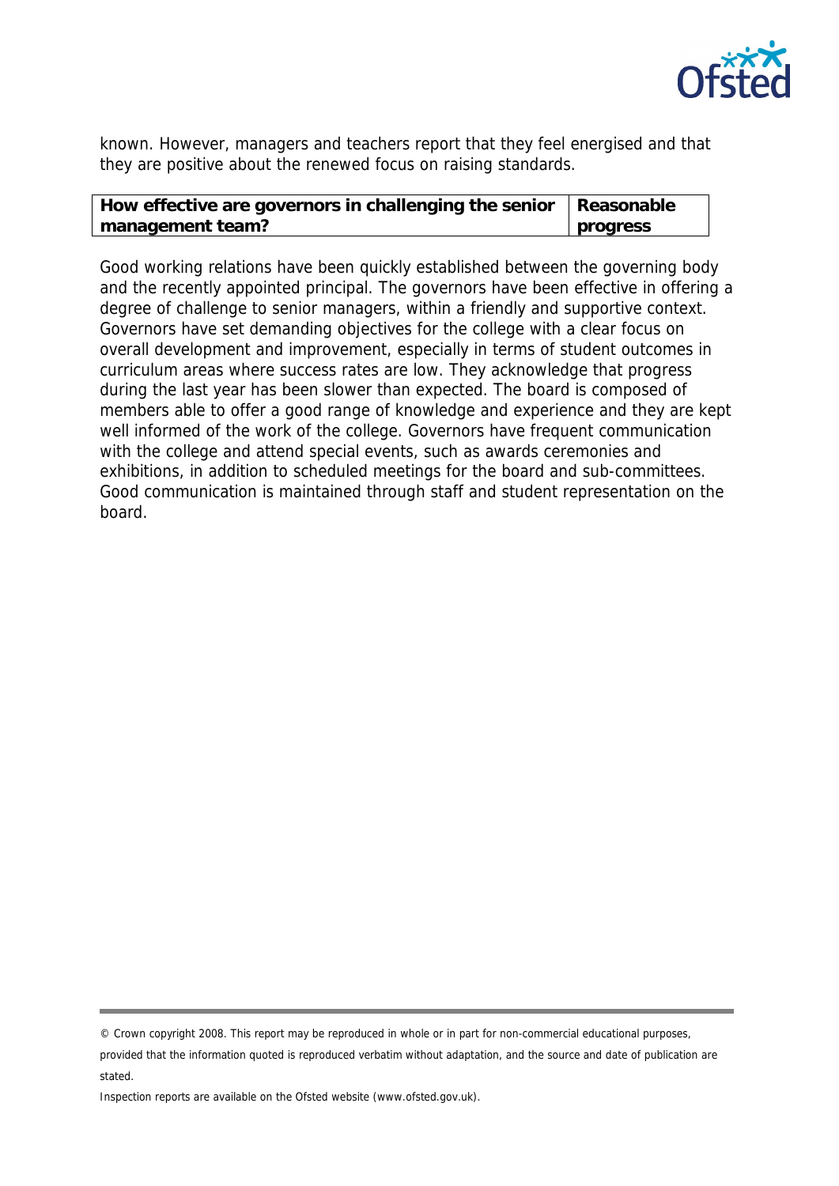known. However, managers and teachers report that they feel energised and that they are positive about the renewed focus on raising standards.

| How effective are governors in challenging the senior management team? | Reasonable progress |
|---|---|

Good working relations have been quickly established between the governing body and the recently appointed principal. The governors have been effective in offering a degree of challenge to senior managers, within a friendly and supportive context. Governors have set demanding objectives for the college with a clear focus on overall development and improvement, especially in terms of student outcomes in curriculum areas where success rates are low. They acknowledge that progress during the last year has been slower than expected. The board is composed of members able to offer a good range of knowledge and experience and they are kept well informed of the work of the college. Governors have frequent communication with the college and attend special events, such as awards ceremonies and exhibitions, in addition to scheduled meetings for the board and sub-committees. Good communication is maintained through staff and student representation on the board.

---

© Crown copyright 2008. This report may be reproduced in whole or in part for non-commercial educational purposes, provided that the information quoted is reproduced verbatim without adaptation, and the source and date of publication are stated.

Inspection reports are available on the Ofsted website (www.ofsted.gov.uk).